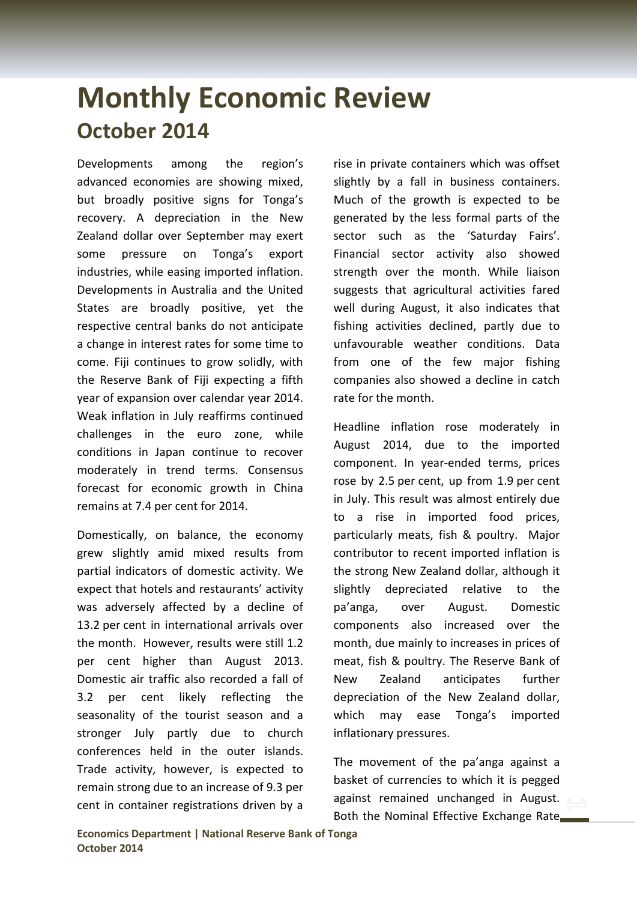# Monthly Economic Review

## October 2014

Developments among the region's advanced economies are showing mixed, but broadly positive signs for Tonga's recovery. A depreciation in the New Zealand dollar over September may exert some pressure on Tonga's export industries, while easing imported inflation. Developments in Australia and the United States are broadly positive, yet the respective central banks do not anticipate a change in interest rates for some time to come. Fiji continues to grow solidly, with the Reserve Bank of Fiji expecting a fifth year of expansion over calendar year 2014. Weak inflation in July reaffirms continued challenges in the euro zone, while conditions in Japan continue to recover moderately in trend terms. Consensus forecast for economic growth in China remains at 7.4 per cent for 2014.

Domestically, on balance, the economy grew slightly amid mixed results from partial indicators of domestic activity. We expect that hotels and restaurants' activity was adversely affected by a decline of 13.2 per cent in international arrivals over the month. However, results were still 1.2 per cent higher than August 2013. Domestic air traffic also recorded a fall of 3.2 per cent likely reflecting the seasonality of the tourist season and a stronger July partly due to church conferences held in the outer islands. Trade activity, however, is expected to remain strong due to an increase of 9.3 per cent in container registrations driven by a rise in private containers which was offset slightly by a fall in business containers. Much of the growth is expected to be generated by the less formal parts of the sector such as the 'Saturday Fairs'. Financial sector activity also showed strength over the month. While liaison suggests that agricultural activities fared well during August, it also indicates that fishing activities declined, partly due to unfavourable weather conditions. Data from one of the few major fishing companies also showed a decline in catch rate for the month.

Headline inflation rose moderately in August 2014, due to the imported component. In year-ended terms, prices rose by 2.5 per cent, up from 1.9 per cent in July. This result was almost entirely due to a rise in imported food prices, particularly meats, fish & poultry. Major contributor to recent imported inflation is the strong New Zealand dollar, although it slightly depreciated relative to the pa'anga, over August. Domestic components also increased over the month, due mainly to increases in prices of meat, fish & poultry. The Reserve Bank of New Zealand anticipates further depreciation of the New Zealand dollar, which may ease Tonga's imported inflationary pressures.

The movement of the pa'anga against a basket of currencies to which it is pegged against remained unchanged in August. Both the Nominal Effective Exchange Rate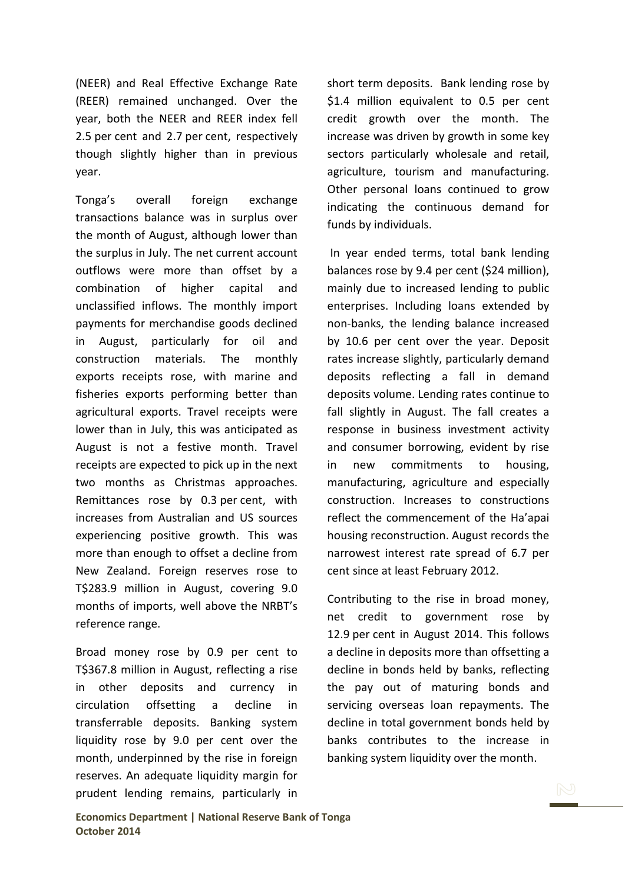(NEER) and Real Effective Exchange Rate (REER) remained unchanged. Over the year, both the NEER and REER index fell 2.5 per cent and 2.7 per cent, respectively though slightly higher than in previous year.

Tonga's overall foreign exchange transactions balance was in surplus over the month of August, although lower than the surplus in July. The net current account outflows were more than offset by a combination of higher capital and unclassified inflows. The monthly import payments for merchandise goods declined in August, particularly for oil and construction materials. The monthly exports receipts rose, with marine and fisheries exports performing better than agricultural exports. Travel receipts were lower than in July, this was anticipated as August is not a festive month. Travel receipts are expected to pick up in the next two months as Christmas approaches. Remittances rose by 0.3 per cent, with increases from Australian and US sources experiencing positive growth. This was more than enough to offset a decline from New Zealand. Foreign reserves rose to T$283.9 million in August, covering 9.0 months of imports, well above the NRBT's reference range.

Broad money rose by 0.9 per cent to T$367.8 million in August, reflecting a rise in other deposits and currency in circulation offsetting a decline in transferrable deposits. Banking system liquidity rose by 9.0 per cent over the month, underpinned by the rise in foreign reserves. An adequate liquidity margin for prudent lending remains, particularly in short term deposits. Bank lending rose by $1.4 million equivalent to 0.5 per cent credit growth over the month. The increase was driven by growth in some key sectors particularly wholesale and retail, agriculture, tourism and manufacturing. Other personal loans continued to grow indicating the continuous demand for funds by individuals.

In year ended terms, total bank lending balances rose by 9.4 per cent ($24 million), mainly due to increased lending to public enterprises. Including loans extended by non-banks, the lending balance increased by 10.6 per cent over the year. Deposit rates increase slightly, particularly demand deposits reflecting a fall in demand deposits volume. Lending rates continue to fall slightly in August. The fall creates a response in business investment activity and consumer borrowing, evident by rise in new commitments to housing, manufacturing, agriculture and especially construction. Increases to constructions reflect the commencement of the Ha'apai housing reconstruction. August records the narrowest interest rate spread of 6.7 per cent since at least February 2012.

Contributing to the rise in broad money, net credit to government rose by 12.9 per cent in August 2014. This follows a decline in deposits more than offsetting a decline in bonds held by banks, reflecting the pay out of maturing bonds and servicing overseas loan repayments. The decline in total government bonds held by banks contributes to the increase in banking system liquidity over the month.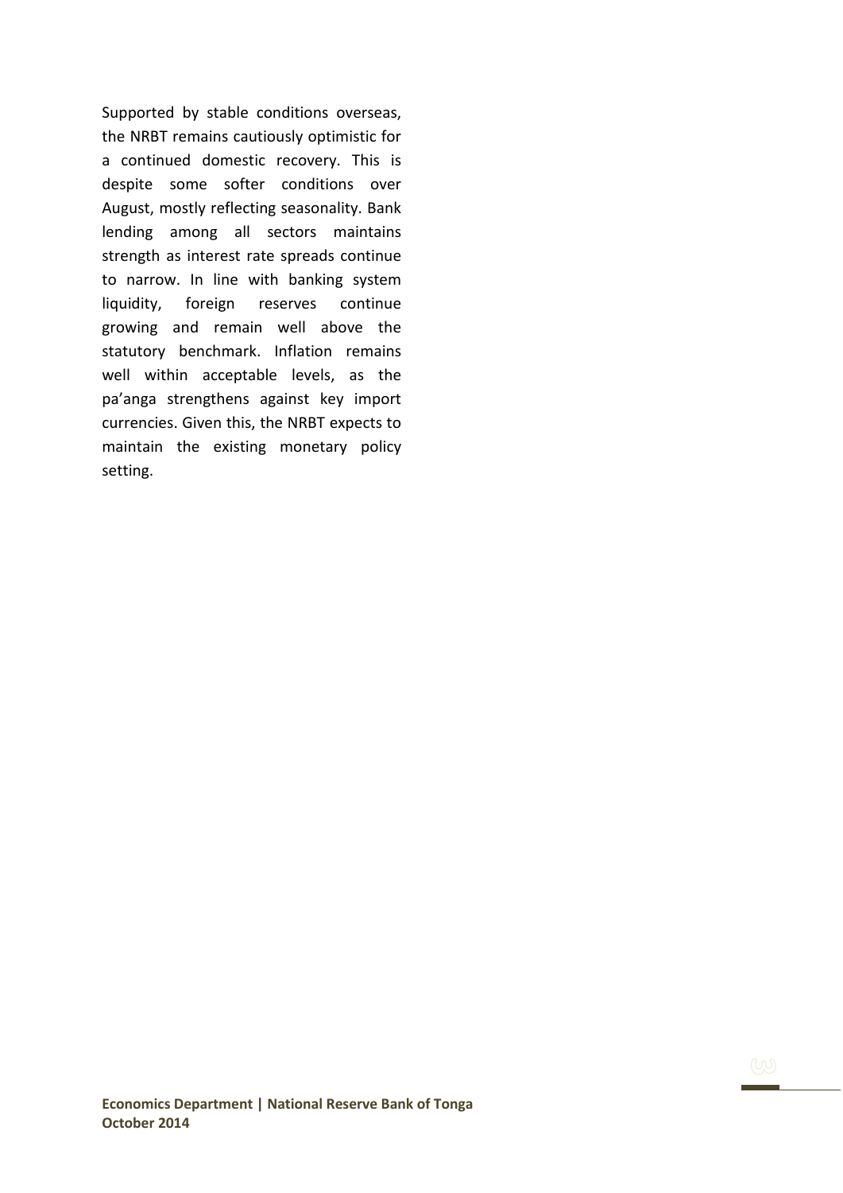Supported by stable conditions overseas, the NRBT remains cautiously optimistic for a continued domestic recovery. This is despite some softer conditions over August, mostly reflecting seasonality. Bank lending among all sectors maintains strength as interest rate spreads continue to narrow. In line with banking system liquidity, foreign reserves continue growing and remain well above the statutory benchmark. Inflation remains well within acceptable levels, as the pa'anga strengthens against key import currencies. Given this, the NRBT expects to maintain the existing monetary policy setting.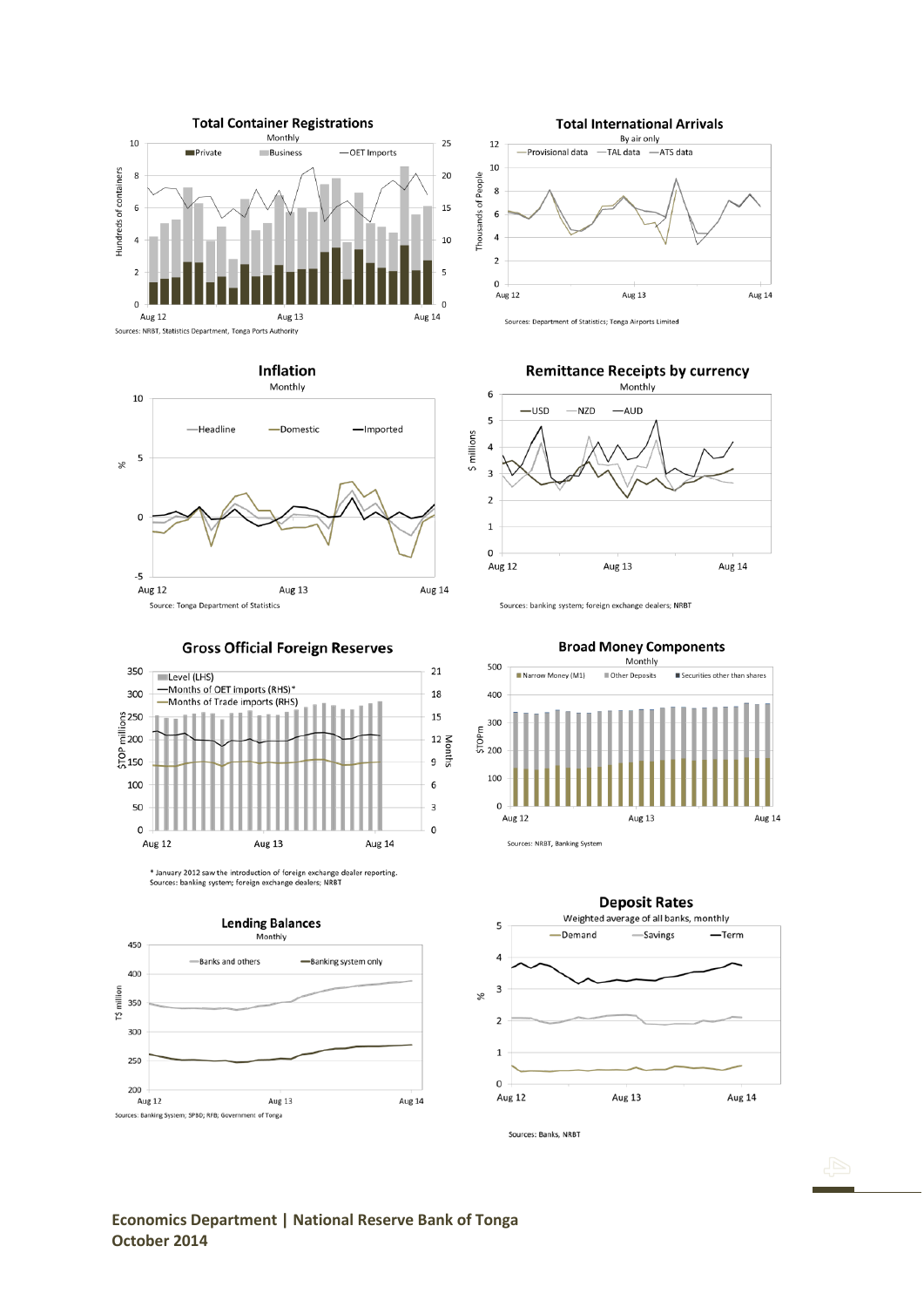## Total Container Registrations

Monthly

Private
Business
OET Imports

Hundreds of containers

10
8
6
4
2
0

25
20
15
10
5
0

Aug 12
Aug 13
Aug 14

Sources: NRBT, Statistics Department, Tonga Ports Authority

## Total International Arrivals

By air only

Provisional data
TAL data
ATS data

Thousands of People

12
10
8
6
4
2
0

Aug 12
Aug 13
Aug 14

Sources: Department of Statistics; Tonga Airports Limited

## Inflation

Monthly

Headline
Domestic
Imported

%

10
5
0
-5

Aug 12
Aug 13
Aug 14

Source: Tonga Department of Statistics

## Remittance Receipts by currency

Monthly

USD
NZD
AUD

$ millions

6
5
4
3
2
1
0

Aug 12
Aug 13
Aug 14

Sources: banking system; foreign exchange dealers; NRBT

## Gross Official Foreign Reserves

Level (LHS)
Months of OET imports (RHS)*
Months of Trade imports (RHS)

$TOP millions

350
300
250
200
150
100
50
0

Months

21
18
15
12
9
6
3
0

Aug 12
Aug 13
Aug 14

\* January 2012 saw the introduction of foreign exchange dealer reporting.
Sources: banking system; foreign exchange dealers; NRBT

## Broad Money Components

Monthly

Narrow Money (M1)
Other Deposits
Securities other than shares

$TOPm

500
400
300
200
100
0

Aug 12
Aug 13
Aug 14

Sources: NRBT, Banking System

## Lending Balances

Monthly

Banks and others
Banking system only

T$ million

450
400
350
300
250
200

Aug 12
Aug 13
Aug 14

Sources: Banking System; SPBD; RFB; Government of Tonga

## Deposit Rates

Weighted average of all banks, monthly

Demand
Savings
Term

%

5
4
3
2
1
0

Aug 12
Aug 13
Aug 14

Sources: Banks, NRBT

**Economics Department | National Reserve Bank of Tonga**
**October 2014**